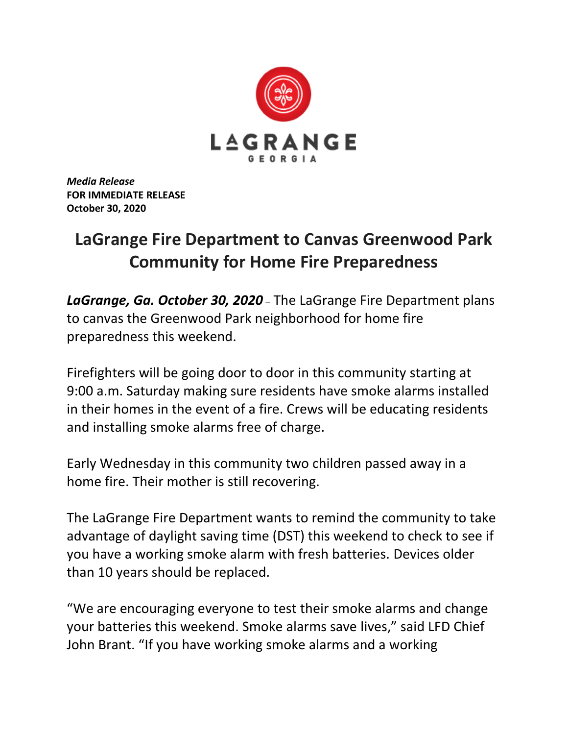LAGRANGE
GEORGIA

***Media Release***
**FOR IMMEDIATE RELEASE**
**October 30, 2020**

# LaGrange Fire Department to Canvas Greenwood Park Community for Home Fire Preparedness

***LaGrange, Ga. October 30, 2020*** – The LaGrange Fire Department plans to canvas the Greenwood Park neighborhood for home fire preparedness this weekend.

Firefighters will be going door to door in this community starting at 9:00 a.m. Saturday making sure residents have smoke alarms installed in their homes in the event of a fire. Crews will be educating residents and installing smoke alarms free of charge.

Early Wednesday in this community two children passed away in a home fire. Their mother is still recovering.

The LaGrange Fire Department wants to remind the community to take advantage of daylight saving time (DST) this weekend to check to see if you have a working smoke alarm with fresh batteries. Devices older than 10 years should be replaced.

“We are encouraging everyone to test their smoke alarms and change your batteries this weekend. Smoke alarms save lives,” said LFD Chief John Brant. “If you have working smoke alarms and a working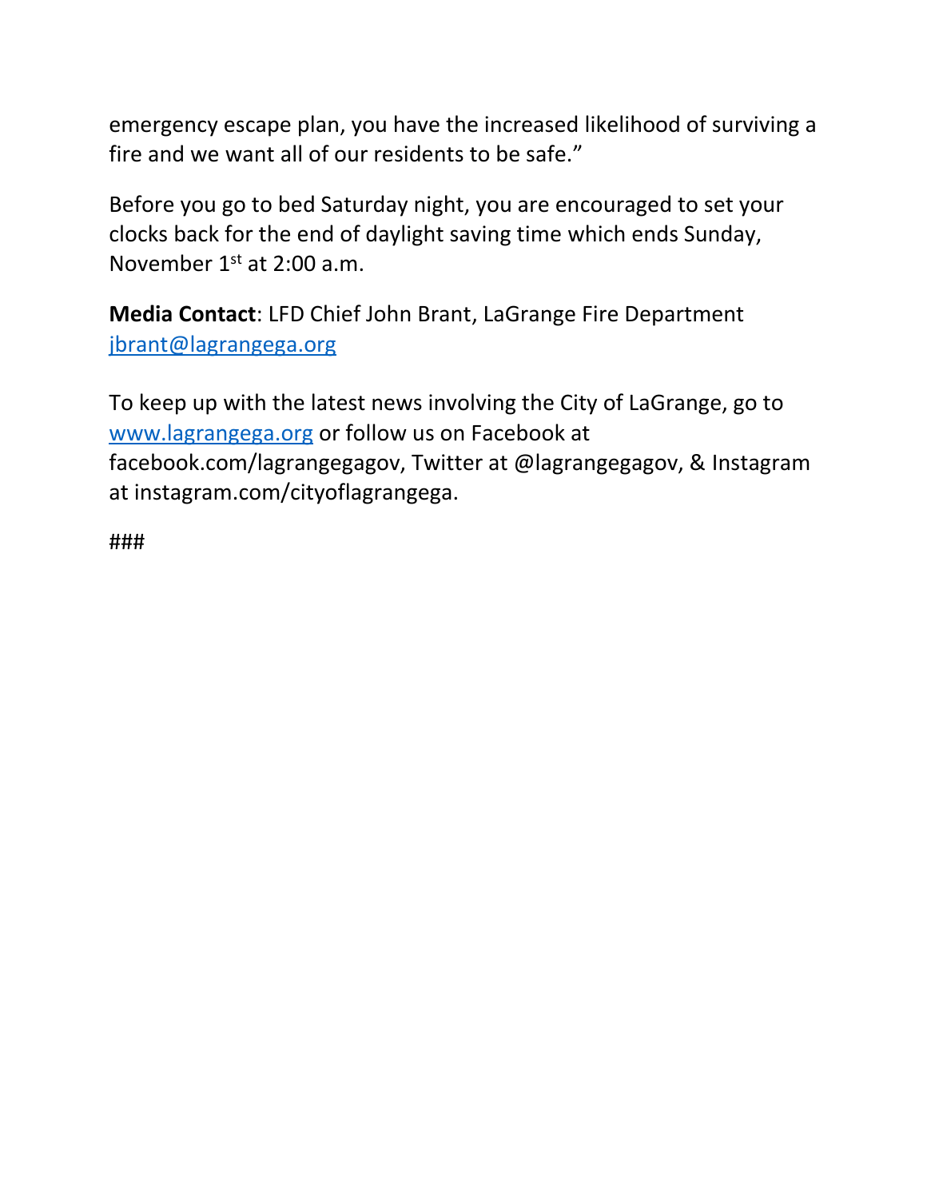emergency escape plan, you have the increased likelihood of surviving a fire and we want all of our residents to be safe."

Before you go to bed Saturday night, you are encouraged to set your clocks back for the end of daylight saving time which ends Sunday, November 1st at 2:00 a.m.

**Media Contact**: LFD Chief John Brant, LaGrange Fire Department
jbrant@lagrangega.org

To keep up with the latest news involving the City of LaGrange, go to www.lagrangega.org or follow us on Facebook at facebook.com/lagrangegagov, Twitter at @lagrangegagov, & Instagram at instagram.com/cityoflagrangega.

###